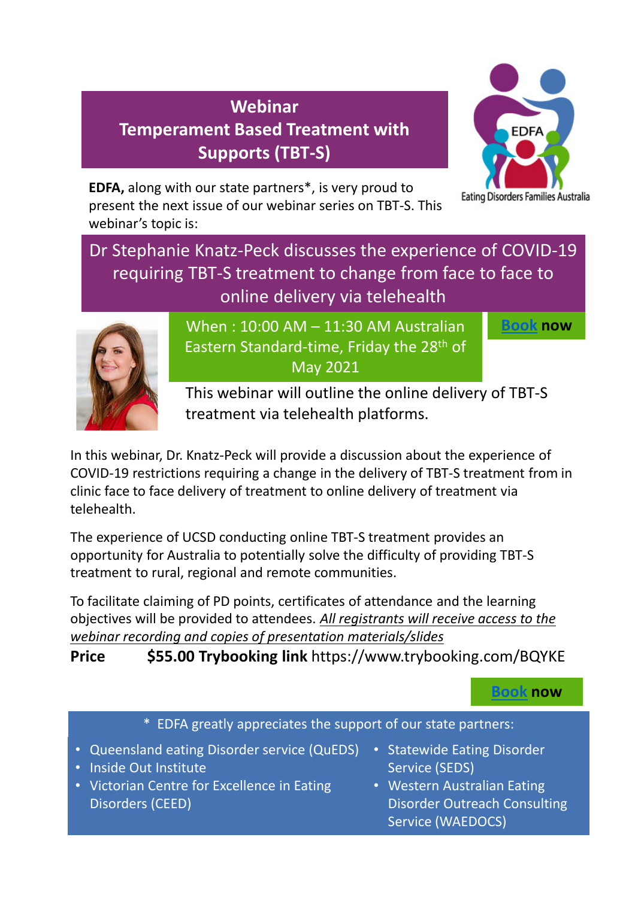# Webinar
# Temperament Based Treatment with Supports (TBT-S)

**EDFA,** along with our state partners*, is very proud to present the next issue of our webinar series on TBT-S. This webinar's topic is:

Eating Disorders Families Australia

## Dr Stephanie Knatz-Peck discusses the experience of COVID-19 requiring TBT-S treatment to change from face to face to online delivery via telehealth

When : 10:00 AM – 11:30 AM Australian Eastern Standard-time, Friday the 28th of May 2021

**Book now**

This webinar will outline the online delivery of TBT-S treatment via telehealth platforms.

In this webinar, Dr. Knatz-Peck will provide a discussion about the experience of COVID-19 restrictions requiring a change in the delivery of TBT-S treatment from in clinic face to face delivery of treatment to online delivery of treatment via telehealth.

The experience of UCSD conducting online TBT-S treatment provides an opportunity for Australia to potentially solve the difficulty of providing TBT-S treatment to rural, regional and remote communities.

To facilitate claiming of PD points, certificates of attendance and the learning objectives will be provided to attendees. *All registrants will receive access to the webinar recording and copies of presentation materials/slides*

**Price** **$55.00 Trybooking link** https://www.trybooking.com/BQYKE

**Book now**

* EDFA greatly appreciates the support of our state partners:

- Queensland eating Disorder service (QuEDS)
- Inside Out Institute
- Victorian Centre for Excellence in Eating Disorders (CEED)
- Statewide Eating Disorder Service (SEDS)
- Western Australian Eating Disorder Outreach Consulting Service (WAEDOCS)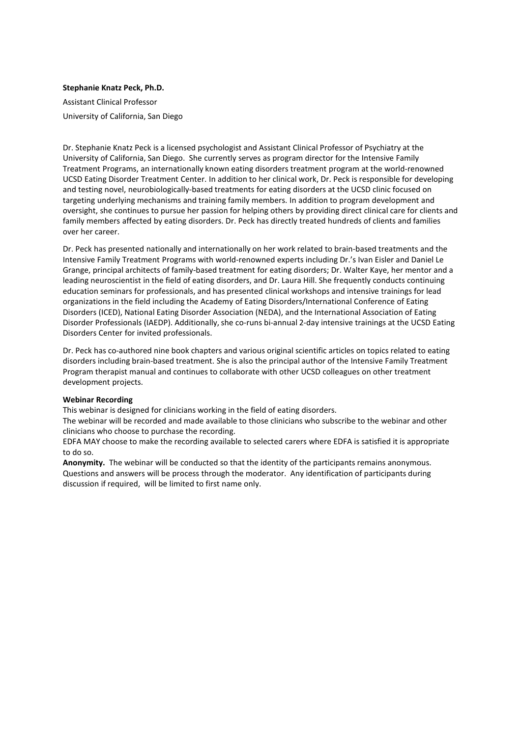**Stephanie Knatz Peck, Ph.D.**

Assistant Clinical Professor

University of California, San Diego

Dr. Stephanie Knatz Peck is a licensed psychologist and Assistant Clinical Professor of Psychiatry at the University of California, San Diego. She currently serves as program director for the Intensive Family Treatment Programs, an internationally known eating disorders treatment program at the world-renowned UCSD Eating Disorder Treatment Center. In addition to her clinical work, Dr. Peck is responsible for developing and testing novel, neurobiologically-based treatments for eating disorders at the UCSD clinic focused on targeting underlying mechanisms and training family members. In addition to program development and oversight, she continues to pursue her passion for helping others by providing direct clinical care for clients and family members affected by eating disorders. Dr. Peck has directly treated hundreds of clients and families over her career.

Dr. Peck has presented nationally and internationally on her work related to brain-based treatments and the Intensive Family Treatment Programs with world-renowned experts including Dr.'s Ivan Eisler and Daniel Le Grange, principal architects of family-based treatment for eating disorders; Dr. Walter Kaye, her mentor and a leading neuroscientist in the field of eating disorders, and Dr. Laura Hill. She frequently conducts continuing education seminars for professionals, and has presented clinical workshops and intensive trainings for lead organizations in the field including the Academy of Eating Disorders/International Conference of Eating Disorders (ICED), National Eating Disorder Association (NEDA), and the International Association of Eating Disorder Professionals (IAEDP). Additionally, she co-runs bi-annual 2-day intensive trainings at the UCSD Eating Disorders Center for invited professionals.

Dr. Peck has co-authored nine book chapters and various original scientific articles on topics related to eating disorders including brain-based treatment. She is also the principal author of the Intensive Family Treatment Program therapist manual and continues to collaborate with other UCSD colleagues on other treatment development projects.

**Webinar Recording**

This webinar is designed for clinicians working in the field of eating disorders.

The webinar will be recorded and made available to those clinicians who subscribe to the webinar and other clinicians who choose to purchase the recording.

EDFA MAY choose to make the recording available to selected carers where EDFA is satisfied it is appropriate to do so.

**Anonymity.** The webinar will be conducted so that the identity of the participants remains anonymous. Questions and answers will be process through the moderator. Any identification of participants during discussion if required, will be limited to first name only.